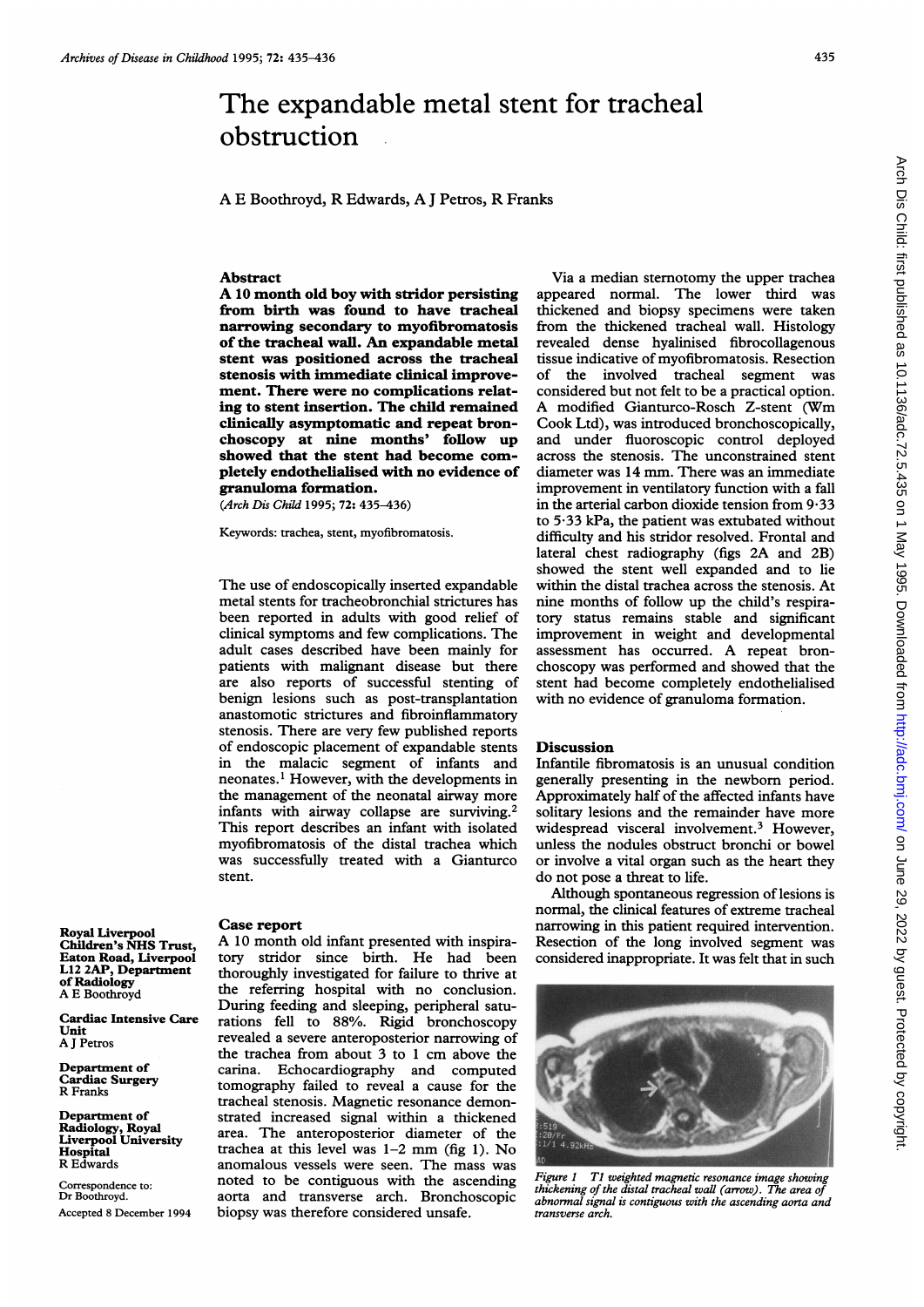# The expandable metal stent for tracheal obstruction

A E Boothroyd, R Edwards, A J Petros, R Franks

## Abstract

**A 10 month old boy with stridor persisting from birth was found to have tracheal narrowing secondary to myofibromatosis of the tracheal wall. An expandable metal stent was positioned across the tracheal stenosis with immediate clinical improvement. There were no complications relating to stent insertion. The child remained clinically asymptomatic and repeat bronchoscopy at nine months' follow up showed that the stent had become completely endothelialised with no evidence of granuloma formation.**

(*Arch Dis Child* 1995; 72: 435–436)

Keywords: trachea, stent, myofibromatosis.

The use of endoscopically inserted expandable metal stents for tracheobronchial strictures has been reported in adults with good relief of clinical symptoms and few complications. The adult cases described have been mainly for patients with malignant disease but there are also reports of successful stenting of benign lesions such as post-transplantation anastomotic strictures and fibroinflammatory stenosis. There are very few published reports of endoscopic placement of expandable stents in the malacic segment of infants and neonates.[1] However, with the developments in the management of the neonatal airway more infants with airway collapse are surviving.[2] This report describes an infant with isolated myofibromatosis of the distal trachea which was successfully treated with a Gianturco stent.

Royal Liverpool Children's NHS Trust, Eaton Road, Liverpool L12 2AP, Department of Radiology
A E Boothroyd

Cardiac Intensive Care Unit
A J Petros

Department of Cardiac Surgery
R Franks

Department of Radiology, Royal Liverpool University Hospital
R Edwards

Correspondence to: Dr Boothroyd.

Accepted 8 December 1994

## Case report

A 10 month old infant presented with inspiratory stridor since birth. He had been thoroughly investigated for failure to thrive at the referring hospital with no conclusion. During feeding and sleeping, peripheral saturations fell to 88%. Rigid bronchoscopy revealed a severe anteroposterior narrowing of the trachea from about 3 to 1 cm above the carina. Echocardiography and computed tomography failed to reveal a cause for the tracheal stenosis. Magnetic resonance demonstrated increased signal within a thickened area. The anteroposterior diameter of the trachea at this level was 1–2 mm (fig 1). No anomalous vessels were seen. The mass was noted to be contiguous with the ascending aorta and transverse arch. Bronchoscopic biopsy was therefore considered unsafe.

Via a median sternotomy the upper trachea appeared normal. The lower third was thickened and biopsy specimens were taken from the thickened tracheal wall. Histology revealed dense hyalinised fibrocollagenous tissue indicative of myofibromatosis. Resection of the involved tracheal segment was considered but not felt to be a practical option. A modified Gianturco-Rosch Z-stent (Wm Cook Ltd), was introduced bronchoscopically, and under fluoroscopic control deployed across the stenosis. The unconstrained stent diameter was 14 mm. There was an immediate improvement in ventilatory function with a fall in the arterial carbon dioxide tension from 9·33 to 5·33 kPa, the patient was extubated without difficulty and his stridor resolved. Frontal and lateral chest radiography (figs 2A and 2B) showed the stent well expanded and to lie within the distal trachea across the stenosis. At nine months of follow up the child's respiratory status remains stable and significant improvement in weight and developmental assessment has occurred. A repeat bronchoscopy was performed and showed that the stent had become completely endothelialised with no evidence of granuloma formation.

## Discussion

Infantile fibromatosis is an unusual condition generally presenting in the newborn period. Approximately half of the affected infants have solitary lesions and the remainder have more widespread visceral involvement.[3] However, unless the nodules obstruct bronchi or bowel or involve a vital organ such as the heart they do not pose a threat to life.

Although spontaneous regression of lesions is normal, the clinical features of extreme tracheal narrowing in this patient required intervention. Resection of the long involved segment was considered inappropriate. It was felt that in such

*Figure 1 T1 weighted magnetic resonance image showing thickening of the distal tracheal wall (arrow). The area of abnormal signal is contiguous with the ascending aorta and transverse arch.*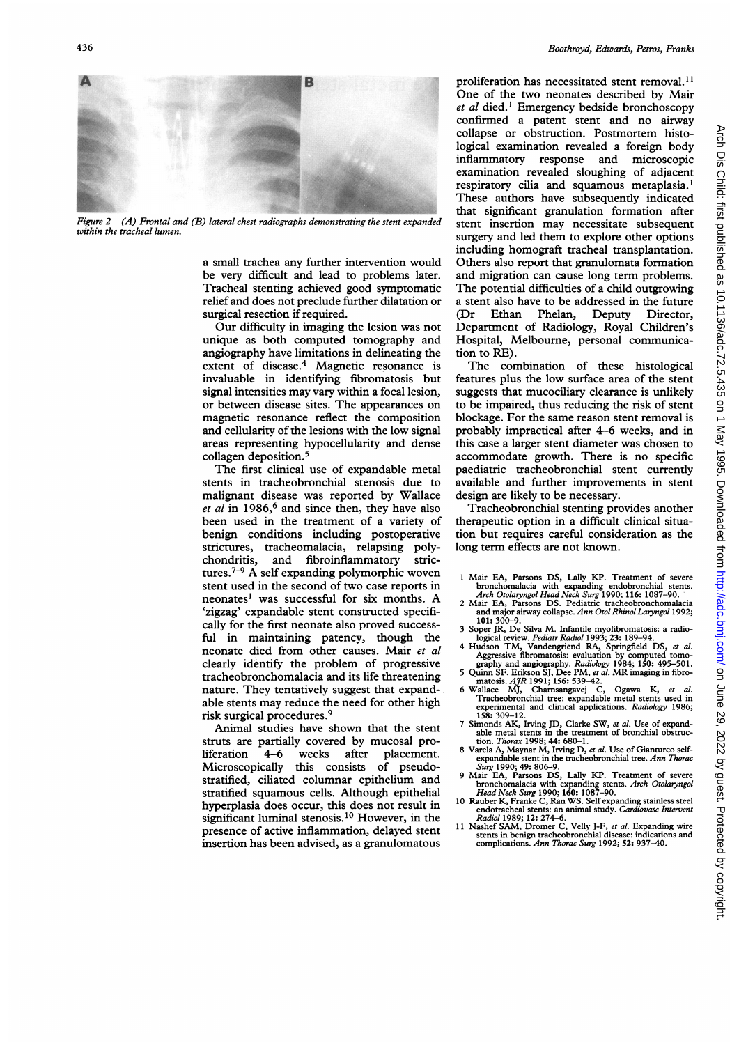*Figure 2 (A) Frontal and (B) lateral chest radiographs demonstrating the stent expanded within the tracheal lumen.*

a small trachea any further intervention would be very difficult and lead to problems later. Tracheal stenting achieved good symptomatic relief and does not preclude further dilatation or surgical resection if required.

Our difficulty in imaging the lesion was not unique as both computed tomography and angiography have limitations in delineating the extent of disease.[4] Magnetic resonance is invaluable in identifying fibromatosis but signal intensities may vary within a focal lesion, or between disease sites. The appearances on magnetic resonance reflect the composition and cellularity of the lesions with the low signal areas representing hypocellularity and dense collagen deposition.[5]

The first clinical use of expandable metal stents in tracheobronchial stenosis due to malignant disease was reported by Wallace *et al* in 1986,[6] and since then, they have also been used in the treatment of a variety of benign conditions including postoperative strictures, tracheomalacia, relapsing polychondritis, and fibroinflammatory strictures.[7–9] A self expanding polymorphic woven stent used in the second of two case reports in neonates[1] was successful for six months. A 'zigzag' expandable stent constructed specifically for the first neonate also proved successful in maintaining patency, though the neonate died from other causes. Mair *et al* clearly identify the problem of progressive tracheobronchomalacia and its life threatening nature. They tentatively suggest that expandable stents may reduce the need for other high risk surgical procedures.[9]

Animal studies have shown that the stent struts are partially covered by mucosal proliferation 4–6 weeks after placement. Microscopically this consists of pseudostratified, ciliated columnar epithelium and stratified squamous cells. Although epithelial hyperplasia does occur, this does not result in significant luminal stenosis.[10] However, in the presence of active inflammation, delayed stent insertion has been advised, as a granulomatous proliferation has necessitated stent removal.[11] One of the two neonates described by Mair *et al* died.[1] Emergency bedside bronchoscopy confirmed a patent stent and no airway collapse or obstruction. Postmortem histological examination revealed a foreign body inflammatory response and microscopic examination revealed sloughing of adjacent respiratory cilia and squamous metaplasia.[1] These authors have subsequently indicated that significant granulation formation after stent insertion may necessitate subsequent surgery and led them to explore other options including homograft tracheal transplantation. Others also report that granulomata formation and migration can cause long term problems. The potential difficulties of a child outgrowing a stent also have to be addressed in the future (Dr Ethan Phelan, Deputy Director, Department of Radiology, Royal Children's Hospital, Melbourne, personal communication to RE).

The combination of these histological features plus the low surface area of the stent suggests that mucociliary clearance is unlikely to be impaired, thus reducing the risk of stent blockage. For the same reason stent removal is probably impractical after 4–6 weeks, and in this case a larger stent diameter was chosen to accommodate growth. There is no specific paediatric tracheobronchial stent currently available and further improvements in stent design are likely to be necessary.

Tracheobronchial stenting provides another therapeutic option in a difficult clinical situation but requires careful consideration as the long term effects are not known.

1. Mair EA, Parsons DS, Lally KP. Treatment of severe bronchomalacia with expanding endobronchial stents. *Arch Otolaryngol Head Neck Surg* 1990; **116:** 1087–90.
2. Mair EA, Parsons DS. Pediatric tracheobronchomalacia and major airway collapse. *Ann Otol Rhinol Laryngol* 1992; **101:** 300–9.
3. Soper JR, De Silva M. Infantile myofibromatosis: a radiological review. *Pediatr Radiol* 1993; **23:** 189–94.
4. Hudson TM, Vandengriend RA, Springfield DS, *et al.* Aggressive fibromatosis: evaluation by computed tomography and angiography. *Radiology* 1984; **150:** 495–501.
5. Quinn SF, Erikson SJ, Dee PM, *et al.* MR imaging in fibromatosis. *AJR* 1991; **156:** 539–42.
6. Wallace MJ, Charnsangavej C, Ogawa K, *et al.* Tracheobronchial tree: expandable metal stents used in experimental and clinical applications. *Radiology* 1986; **158:** 309–12.
7. Simonds AK, Irving JD, Clarke SW, *et al.* Use of expandable metal stents in the treatment of bronchial obstruction. *Thorax* 1998; **44:** 680–1.
8. Varela A, Maynar M, Irving D, *et al.* Use of Gianturco self-expandable stent in the tracheobronchial tree. *Ann Thorac Surg* 1990; **49:** 806–9.
9. Mair EA, Parsons DS, Lally KP. Treatment of severe bronchomalacia with expanding stents. *Arch Otolaryngol Head Neck Surg* 1990; **160:** 1087–90.
10. Rauber K, Franke C, Ran WS. Self expanding stainless steel endotracheal stents: an animal study. *Cardiovasc Intervent Radiol* 1989; **12:** 274–6.
11. Nashef SAM, Dromer C, Velly J-F, *et al.* Expanding wire stents in benign tracheobronchial disease: indications and complications. *Ann Thorac Surg* 1992; **52:** 937–40.